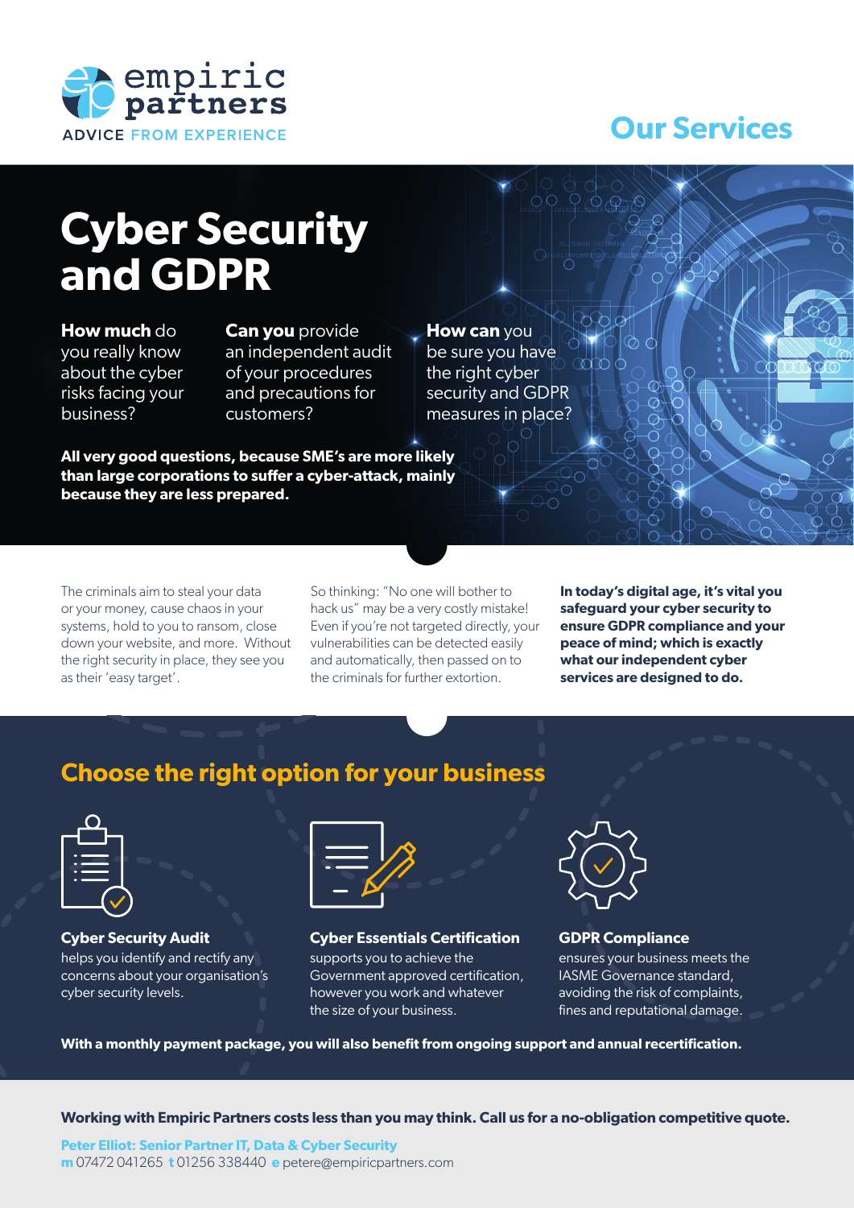empiric partners

ADVICE FROM EXPERIENCE

## Our Services

# Cyber Security and GDPR

**How much** do you really know about the cyber risks facing your business?

**Can you** provide an independent audit of your procedures and precautions for customers?

**How can** you be sure you have the right cyber security and GDPR measures in place?

**All very good questions, because SME's are more likely than large corporations to suffer a cyber-attack, mainly because they are less prepared.**

The criminals aim to steal your data or your money, cause chaos in your systems, hold to you to ransom, close down your website, and more. Without the right security in place, they see you as their 'easy target'.

So thinking: "No one will bother to hack us" may be a very costly mistake! Even if you're not targeted directly, your vulnerabilities can be detected easily and automatically, then passed on to the criminals for further extortion.

**In today's digital age, it's vital you safeguard your cyber security to ensure GDPR compliance and your peace of mind; which is exactly what our independent cyber services are designed to do.**

## Choose the right option for your business

**Cyber Security Audit**
helps you identify and rectify any concerns about your organisation's cyber security levels.

**Cyber Essentials Certification**
supports you to achieve the Government approved certification, however you work and whatever the size of your business.

**GDPR Compliance**
ensures your business meets the IASME Governance standard, avoiding the risk of complaints, fines and reputational damage.

**With a monthly payment package, you will also benefit from ongoing support and annual recertification.**

**Working with Empiric Partners costs less than you may think. Call us for a no-obligation competitive quote.**

**Peter Elliot: Senior Partner IT, Data & Cyber Security**
**m** 07472 041265 **t** 01256 338440 **e** petere@empiricpartners.com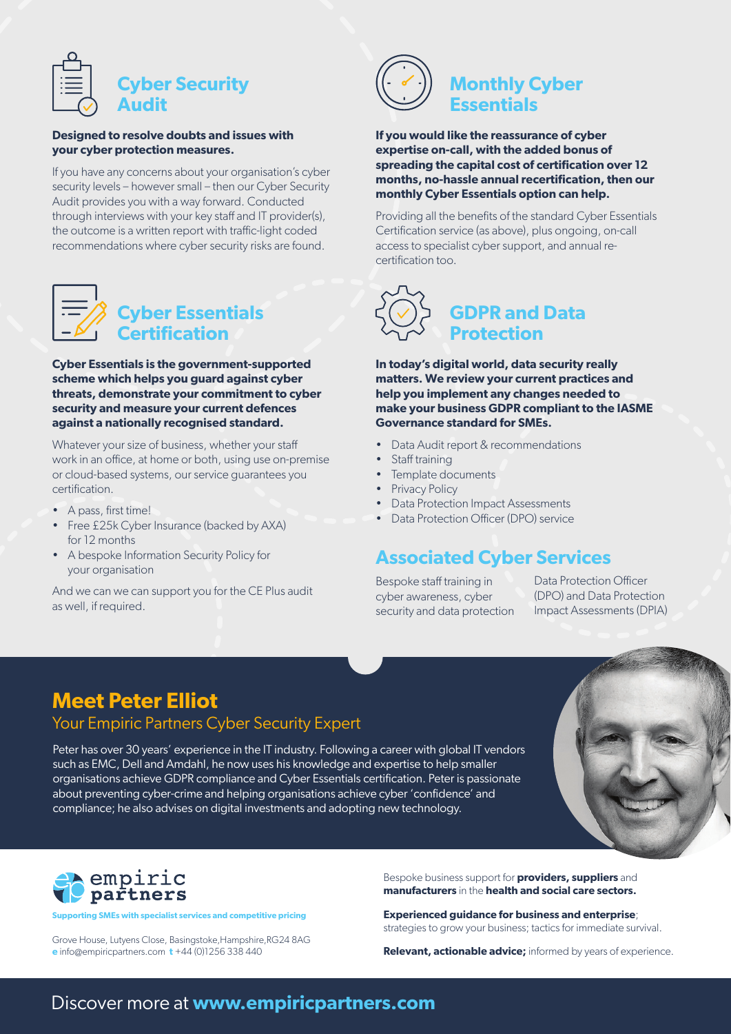## Cyber Security Audit

**Designed to resolve doubts and issues with your cyber protection measures.**

If you have any concerns about your organisation's cyber security levels – however small – then our Cyber Security Audit provides you with a way forward. Conducted through interviews with your key staff and IT provider(s), the outcome is a written report with traffic-light coded recommendations where cyber security risks are found.

## Cyber Essentials Certification

**Cyber Essentials is the government-supported scheme which helps you guard against cyber threats, demonstrate your commitment to cyber security and measure your current defences against a nationally recognised standard.**

Whatever your size of business, whether your staff work in an office, at home or both, using use on-premise or cloud-based systems, our service guarantees you certification.

- A pass, first time!
- Free £25k Cyber Insurance (backed by AXA) for 12 months
- A bespoke Information Security Policy for your organisation

And we can we can support you for the CE Plus audit as well, if required.

## Monthly Cyber Essentials

**If you would like the reassurance of cyber expertise on-call, with the added bonus of spreading the capital cost of certification over 12 months, no-hassle annual recertification, then our monthly Cyber Essentials option can help.**

Providing all the benefits of the standard Cyber Essentials Certification service (as above), plus ongoing, on-call access to specialist cyber support, and annual re-certification too.

## GDPR and Data Protection

**In today's digital world, data security really matters. We review your current practices and help you implement any changes needed to make your business GDPR compliant to the IASME Governance standard for SMEs.**

- Data Audit report & recommendations
- Staff training
- Template documents
- Privacy Policy
- Data Protection Impact Assessments
- Data Protection Officer (DPO) service

## Associated Cyber Services

Bespoke staff training in cyber awareness, cyber security and data protection

Data Protection Officer (DPO) and Data Protection Impact Assessments (DPIA)

## Meet Peter Elliot

### Your Empiric Partners Cyber Security Expert

Peter has over 30 years' experience in the IT industry. Following a career with global IT vendors such as EMC, Dell and Amdahl, he now uses his knowledge and expertise to help smaller organisations achieve GDPR compliance and Cyber Essentials certification. Peter is passionate about preventing cyber-crime and helping organisations achieve cyber 'confidence' and compliance; he also advises on digital investments and adopting new technology.

empiric partners

**Supporting SMEs with specialist services and competitive pricing**

Grove House, Lutyens Close, Basingstoke,Hampshire,RG24 8AG
**e** info@empiricpartners.com **t** +44 (0)1256 338 440

Bespoke business support for **providers, suppliers** and **manufacturers** in the **health and social care sectors.**

**Experienced guidance for business and enterprise**; strategies to grow your business; tactics for immediate survival.

**Relevant, actionable advice;** informed by years of experience.

Discover more at **www.empiricpartners.com**